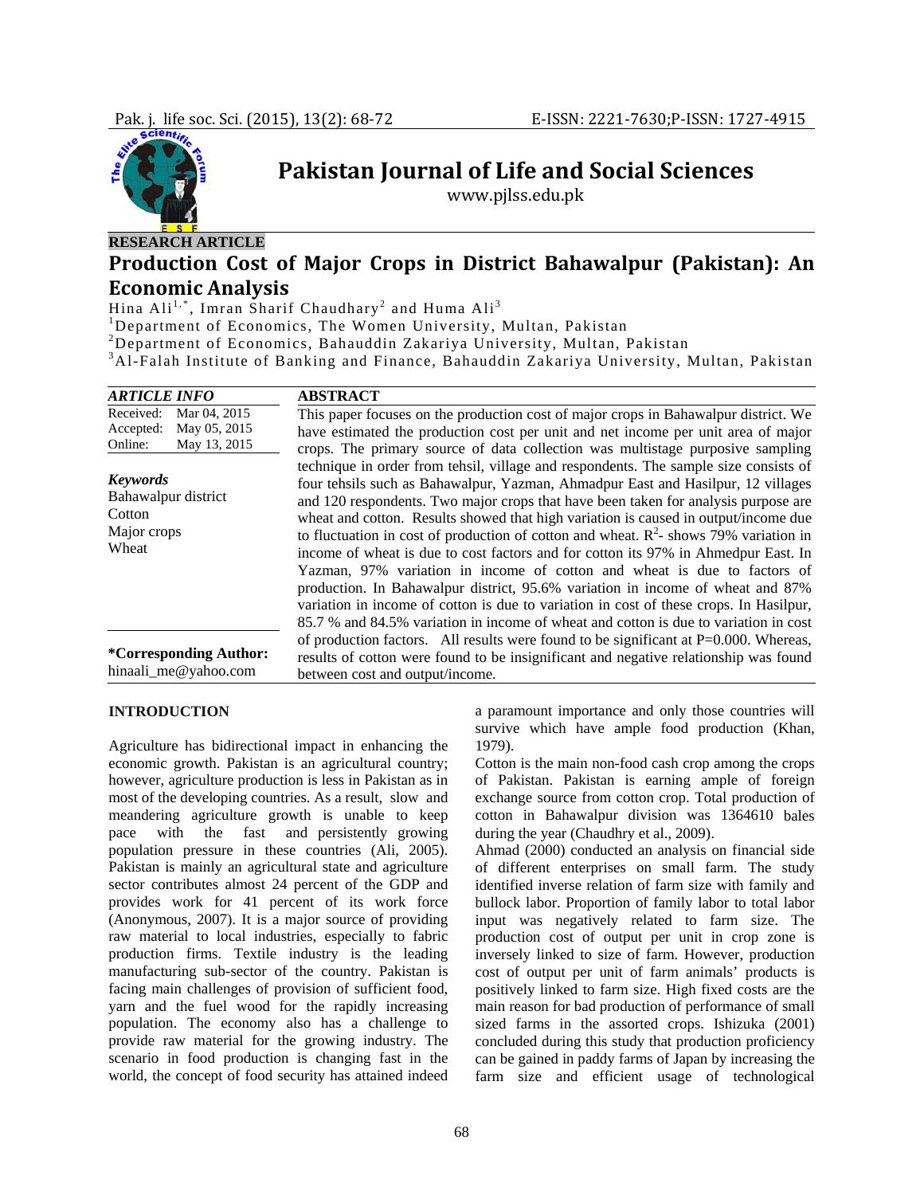RESEARCH ARTICLE

# Production Cost of Major Crops in District Bahawalpur (Pakistan): An Economic Analysis

Hina Ali[1,*], Imran Sharif Chaudhary[2] and Huma Ali[3]

[1]Department of Economics, The Women University, Multan, Pakistan

[2]Department of Economics, Bahauddin Zakariya University, Multan, Pakistan

[3]Al-Falah Institute of Banking and Finance, Bahauddin Zakariya University, Multan, Pakistan

**ARTICLE INFO**

| | |
|---|---|
| Received: | Mar 04, 2015 |
| Accepted: | May 05, 2015 |
| Online: | May 13, 2015 |

***Keywords***

Bahawalpur district
Cotton
Major crops
Wheat

**\*Corresponding Author:**
hinaali_me@yahoo.com

**ABSTRACT**

This paper focuses on the production cost of major crops in Bahawalpur district. We have estimated the production cost per unit and net income per unit area of major crops. The primary source of data collection was multistage purposive sampling technique in order from tehsil, village and respondents. The sample size consists of four tehsils such as Bahawalpur, Yazman, Ahmadpur East and Hasilpur, 12 villages and 120 respondents. Two major crops that have been taken for analysis purpose are wheat and cotton. Results showed that high variation is caused in output/income due to fluctuation in cost of production of cotton and wheat. $R^2$- shows 79% variation in income of wheat is due to cost factors and for cotton its 97% in Ahmedpur East. In Yazman, 97% variation in income of cotton and wheat is due to factors of production. In Bahawalpur district, 95.6% variation in income of wheat and 87% variation in income of cotton is due to variation in cost of these crops. In Hasilpur, 85.7 % and 84.5% variation in income of wheat and cotton is due to variation in cost of production factors. All results were found to be significant at P=0.000. Whereas, results of cotton were found to be insignificant and negative relationship was found between cost and output/income.

## INTRODUCTION

Agriculture has bidirectional impact in enhancing the economic growth. Pakistan is an agricultural country; however, agriculture production is less in Pakistan as in most of the developing countries. As a result, slow and meandering agriculture growth is unable to keep pace with the fast and persistently growing population pressure in these countries (Ali, 2005). Pakistan is mainly an agricultural state and agriculture sector contributes almost 24 percent of the GDP and provides work for 41 percent of its work force (Anonymous, 2007). It is a major source of providing raw material to local industries, especially to fabric production firms. Textile industry is the leading manufacturing sub-sector of the country. Pakistan is facing main challenges of provision of sufficient food, yarn and the fuel wood for the rapidly increasing population. The economy also has a challenge to provide raw material for the growing industry. The scenario in food production is changing fast in the world, the concept of food security has attained indeed a paramount importance and only those countries will survive which have ample food production (Khan, 1979).

Cotton is the main non-food cash crop among the crops of Pakistan. Pakistan is earning ample of foreign exchange source from cotton crop. Total production of cotton in Bahawalpur division was 1364610 bales during the year (Chaudhry et al., 2009).

Ahmad (2000) conducted an analysis on financial side of different enterprises on small farm. The study identified inverse relation of farm size with family and bullock labor. Proportion of family labor to total labor input was negatively related to farm size. The production cost of output per unit in crop zone is inversely linked to size of farm. However, production cost of output per unit of farm animals' products is positively linked to farm size. High fixed costs are the main reason for bad production of performance of small sized farms in the assorted crops. Ishizuka (2001) concluded during this study that production proficiency can be gained in paddy farms of Japan by increasing the farm size and efficient usage of technological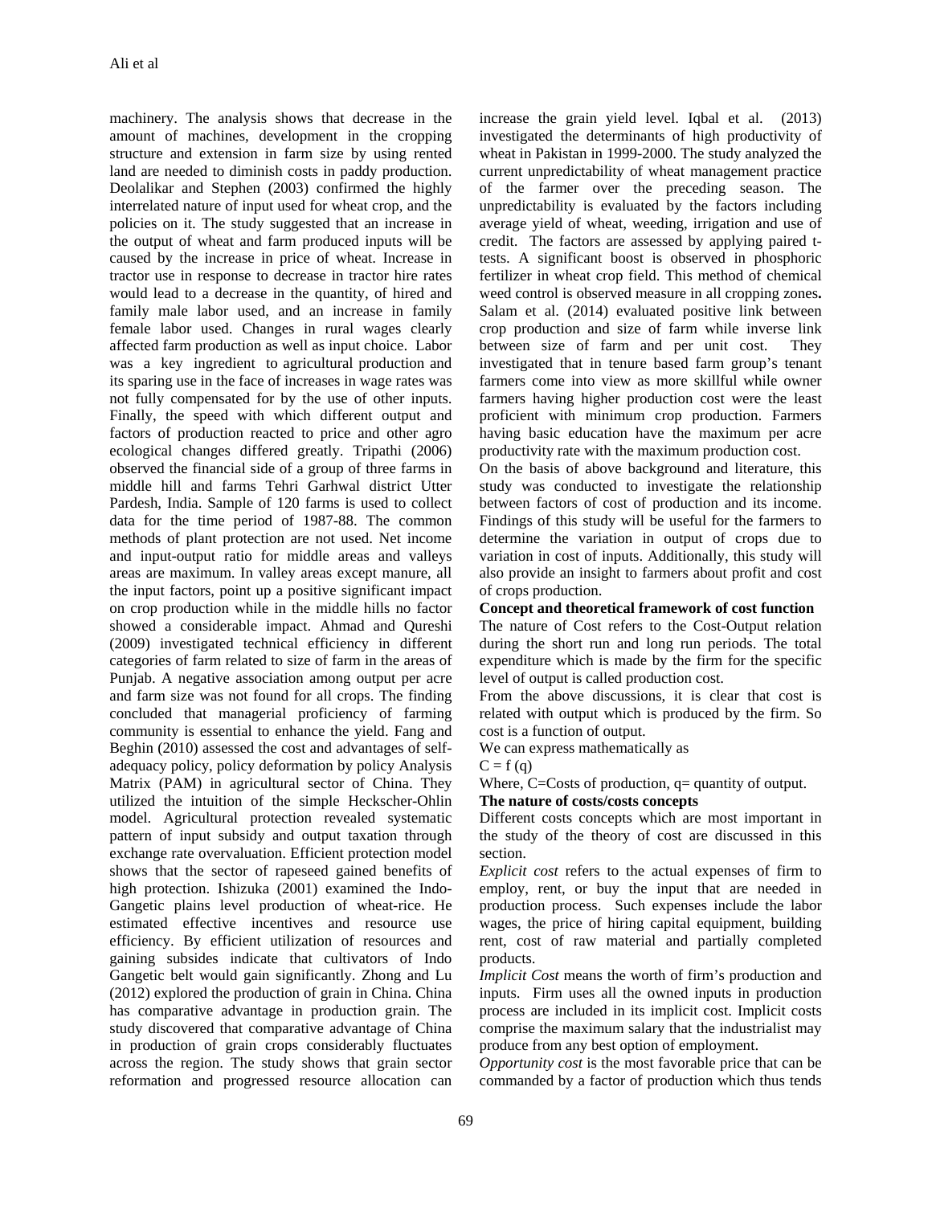machinery. The analysis shows that decrease in the amount of machines, development in the cropping structure and extension in farm size by using rented land are needed to diminish costs in paddy production. Deolalikar and Stephen (2003) confirmed the highly interrelated nature of input used for wheat crop, and the policies on it. The study suggested that an increase in the output of wheat and farm produced inputs will be caused by the increase in price of wheat. Increase in tractor use in response to decrease in tractor hire rates would lead to a decrease in the quantity, of hired and family male labor used, and an increase in family female labor used. Changes in rural wages clearly affected farm production as well as input choice. Labor was a key ingredient to agricultural production and its sparing use in the face of increases in wage rates was not fully compensated for by the use of other inputs. Finally, the speed with which different output and factors of production reacted to price and other agro ecological changes differed greatly. Tripathi (2006) observed the financial side of a group of three farms in middle hill and farms Tehri Garhwal district Utter Pardesh, India. Sample of 120 farms is used to collect data for the time period of 1987-88. The common methods of plant protection are not used. Net income and input-output ratio for middle areas and valleys areas are maximum. In valley areas except manure, all the input factors, point up a positive significant impact on crop production while in the middle hills no factor showed a considerable impact. Ahmad and Qureshi (2009) investigated technical efficiency in different categories of farm related to size of farm in the areas of Punjab. A negative association among output per acre and farm size was not found for all crops. The finding concluded that managerial proficiency of farming community is essential to enhance the yield. Fang and Beghin (2010) assessed the cost and advantages of self-adequacy policy, policy deformation by policy Analysis Matrix (PAM) in agricultural sector of China. They utilized the intuition of the simple Heckscher-Ohlin model. Agricultural protection revealed systematic pattern of input subsidy and output taxation through exchange rate overvaluation. Efficient protection model shows that the sector of rapeseed gained benefits of high protection. Ishizuka (2001) examined the Indo-Gangetic plains level production of wheat-rice. He estimated effective incentives and resource use efficiency. By efficient utilization of resources and gaining subsides indicate that cultivators of Indo Gangetic belt would gain significantly. Zhong and Lu (2012) explored the production of grain in China. China has comparative advantage in production grain. The study discovered that comparative advantage of China in production of grain crops considerably fluctuates across the region. The study shows that grain sector reformation and progressed resource allocation can increase the grain yield level. Iqbal et al. (2013) investigated the determinants of high productivity of wheat in Pakistan in 1999-2000. The study analyzed the current unpredictability of wheat management practice of the farmer over the preceding season. The unpredictability is evaluated by the factors including average yield of wheat, weeding, irrigation and use of credit. The factors are assessed by applying paired t-tests. A significant boost is observed in phosphoric fertilizer in wheat crop field. This method of chemical weed control is observed measure in all cropping zones**.** Salam et al. (2014) evaluated positive link between crop production and size of farm while inverse link between size of farm and per unit cost. They investigated that in tenure based farm group's tenant farmers come into view as more skillful while owner farmers having higher production cost were the least proficient with minimum crop production. Farmers having basic education have the maximum per acre productivity rate with the maximum production cost.

On the basis of above background and literature, this study was conducted to investigate the relationship between factors of cost of production and its income. Findings of this study will be useful for the farmers to determine the variation in output of crops due to variation in cost of inputs. Additionally, this study will also provide an insight to farmers about profit and cost of crops production.

**Concept and theoretical framework of cost function**

The nature of Cost refers to the Cost-Output relation during the short run and long run periods. The total expenditure which is made by the firm for the specific level of output is called production cost.

From the above discussions, it is clear that cost is related with output which is produced by the firm. So cost is a function of output.

We can express mathematically as

$C = f(q)$

Where, C=Costs of production, q= quantity of output.

**The nature of costs/costs concepts**

Different costs concepts which are most important in the study of the theory of cost are discussed in this section.

*Explicit cost* refers to the actual expenses of firm to employ, rent, or buy the input that are needed in production process. Such expenses include the labor wages, the price of hiring capital equipment, building rent, cost of raw material and partially completed products.

*Implicit Cost* means the worth of firm's production and inputs. Firm uses all the owned inputs in production process are included in its implicit cost. Implicit costs comprise the maximum salary that the industrialist may produce from any best option of employment.

*Opportunity cost* is the most favorable price that can be commanded by a factor of production which thus tends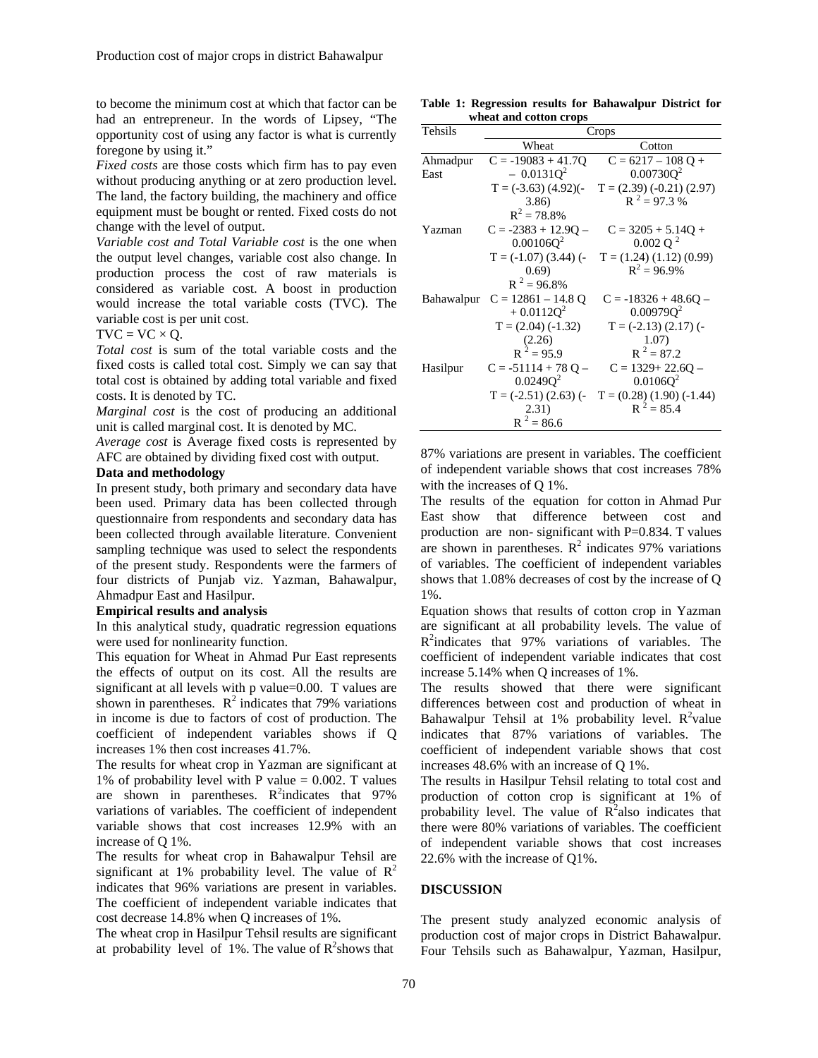to become the minimum cost at which that factor can be had an entrepreneur. In the words of Lipsey, "The opportunity cost of using any factor is what is currently foregone by using it."

*Fixed costs* are those costs which firm has to pay even without producing anything or at zero production level. The land, the factory building, the machinery and office equipment must be bought or rented. Fixed costs do not change with the level of output.

*Variable cost and Total Variable cost* is the one when the output level changes, variable cost also change. In production process the cost of raw materials is considered as variable cost. A boost in production would increase the total variable costs (TVC). The variable cost is per unit cost.

$TVC = VC \times Q$.

*Total cost* is sum of the total variable costs and the fixed costs is called total cost. Simply we can say that total cost is obtained by adding total variable and fixed costs. It is denoted by TC.

*Marginal cost* is the cost of producing an additional unit is called marginal cost. It is denoted by MC.

*Average cost* is Average fixed costs is represented by AFC are obtained by dividing fixed cost with output.

**Data and methodology**

In present study, both primary and secondary data have been used. Primary data has been collected through questionnaire from respondents and secondary data has been collected through available literature. Convenient sampling technique was used to select the respondents of the present study. Respondents were the farmers of four districts of Punjab viz. Yazman, Bahawalpur, Ahmadpur East and Hasilpur.

**Empirical results and analysis**

In this analytical study, quadratic regression equations were used for nonlinearity function.

This equation for Wheat in Ahmad Pur East represents the effects of output on its cost. All the results are significant at all levels with p value=0.00. T values are shown in parentheses. $R^2$ indicates that 79% variations in income is due to factors of cost of production. The coefficient of independent variables shows if Q increases 1% then cost increases 41.7%.

The results for wheat crop in Yazman are significant at 1% of probability level with P value = 0.002. T values are shown in parentheses. $R^2$indicates that 97% variations of variables. The coefficient of independent variable shows that cost increases 12.9% with an increase of Q 1%.

The results for wheat crop in Bahawalpur Tehsil are significant at 1% probability level. The value of $R^2$ indicates that 96% variations are present in variables. The coefficient of independent variable indicates that cost decrease 14.8% when Q increases of 1%.

The wheat crop in Hasilpur Tehsil results are significant at probability level of 1%. The value of $R^2$shows that

**Table 1: Regression results for Bahawalpur District for wheat and cotton crops**

| Tehsils | Crops | |
|---|---|---|
| | Wheat | Cotton |
| Ahmadpur East | $C = -19083 + 41.7Q - 0.0131Q^2$<br>T = (-3.63) (4.92)(-3.86)<br>$R^2 = 78.8\%$ | $C = 6217 - 108\,Q + 0.00730Q^2$<br>T = (2.39) (-0.21) (2.97)<br>$R^2 = 97.3\%$ |
| Yazman | $C = -2383 + 12.9Q - 0.00106Q^2$<br>T = (-1.07) (3.44) (-0.69)<br>$R^2 = 96.8\%$ | $C = 3205 + 5.14Q + 0.002\,Q^2$<br>T = (1.24) (1.12) (0.99)<br>$R^2 = 96.9\%$ |
| Bahawalpur | $C = 12861 - 14.8\,Q + 0.0112Q^2$<br>T = (2.04) (-1.32) (2.26)<br>$R^2 = 95.9$ | $C = -18326 + 48.6Q - 0.00979Q^2$<br>T = (-2.13) (2.17) (-1.07)<br>$R^2 = 87.2$ |
| Hasilpur | $C = -51114 + 78\,Q - 0.0249Q^2$<br>T = (-2.51) (2.63) (-2.31)<br>$R^2 = 86.6$ | $C = 1329 + 22.6Q - 0.0106Q^2$<br>T = (0.28) (1.90) (-1.44)<br>$R^2 = 85.4$ |

87% variations are present in variables. The coefficient of independent variable shows that cost increases 78% with the increases of Q 1%.

The results of the equation for cotton in Ahmad Pur East show that difference between cost and production are non- significant with P=0.834. T values are shown in parentheses. $R^2$ indicates 97% variations of variables. The coefficient of independent variables shows that 1.08% decreases of cost by the increase of Q 1%.

Equation shows that results of cotton crop in Yazman are significant at all probability levels. The value of $R^2$indicates that 97% variations of variables. The coefficient of independent variable indicates that cost increase 5.14% when Q increases of 1%.

The results showed that there were significant differences between cost and production of wheat in Bahawalpur Tehsil at 1% probability level. $R^2$value indicates that 87% variations of variables. The coefficient of independent variable shows that cost increases 48.6% with an increase of Q 1%.

The results in Hasilpur Tehsil relating to total cost and production of cotton crop is significant at 1% of probability level. The value of $R^2$also indicates that there were 80% variations of variables. The coefficient of independent variable shows that cost increases 22.6% with the increase of Q1%.

## DISCUSSION

The present study analyzed economic analysis of production cost of major crops in District Bahawalpur. Four Tehsils such as Bahawalpur, Yazman, Hasilpur,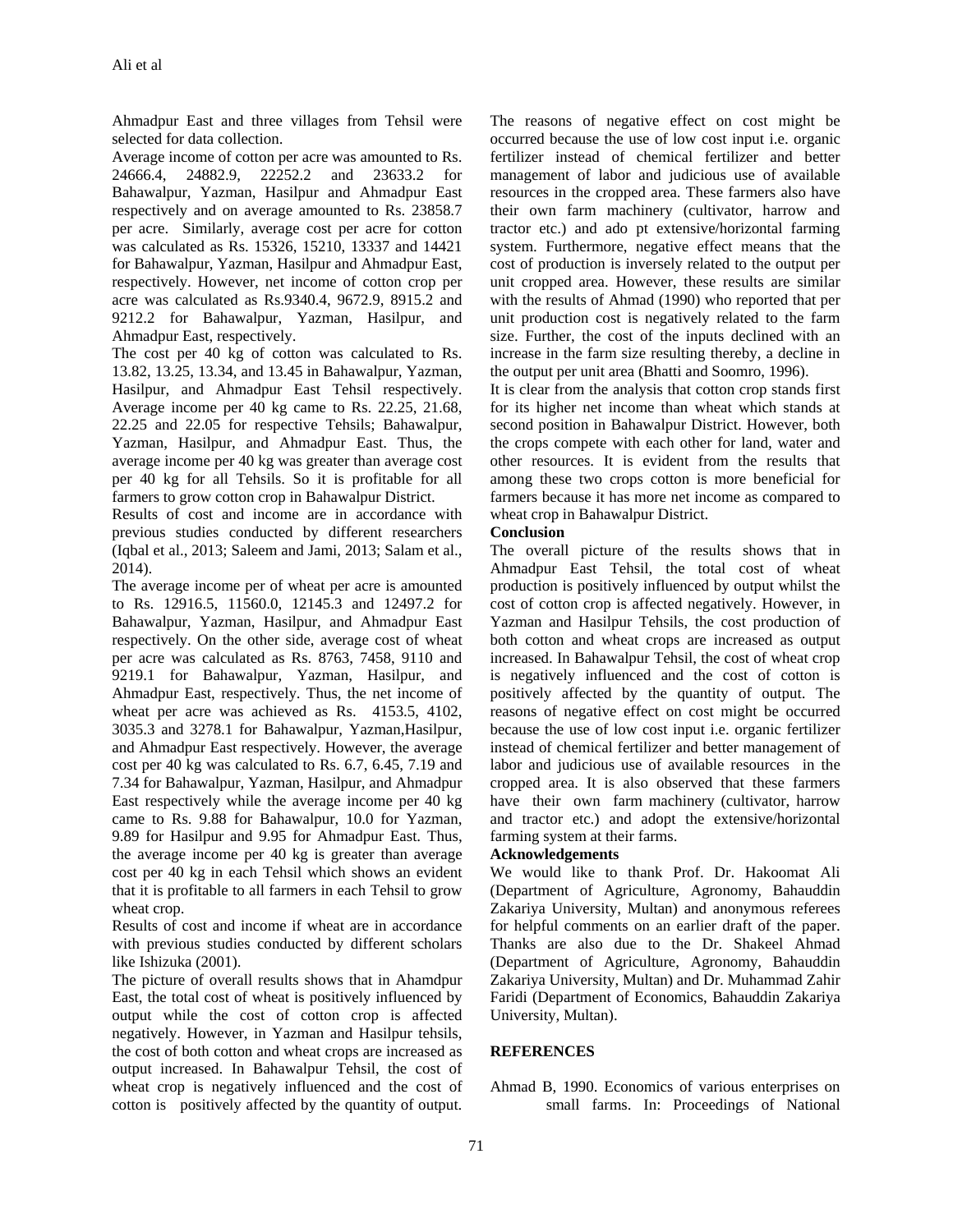Ahmadpur East and three villages from Tehsil were selected for data collection.

Average income of cotton per acre was amounted to Rs. 24666.4, 24882.9, 22252.2 and 23633.2 for Bahawalpur, Yazman, Hasilpur and Ahmadpur East respectively and on average amounted to Rs. 23858.7 per acre. Similarly, average cost per acre for cotton was calculated as Rs. 15326, 15210, 13337 and 14421 for Bahawalpur, Yazman, Hasilpur and Ahmadpur East, respectively. However, net income of cotton crop per acre was calculated as Rs.9340.4, 9672.9, 8915.2 and 9212.2 for Bahawalpur, Yazman, Hasilpur, and Ahmadpur East, respectively.

The cost per 40 kg of cotton was calculated to Rs. 13.82, 13.25, 13.34, and 13.45 in Bahawalpur, Yazman, Hasilpur, and Ahmadpur East Tehsil respectively. Average income per 40 kg came to Rs. 22.25, 21.68, 22.25 and 22.05 for respective Tehsils; Bahawalpur, Yazman, Hasilpur, and Ahmadpur East. Thus, the average income per 40 kg was greater than average cost per 40 kg for all Tehsils. So it is profitable for all farmers to grow cotton crop in Bahawalpur District.

Results of cost and income are in accordance with previous studies conducted by different researchers (Iqbal et al., 2013; Saleem and Jami, 2013; Salam et al., 2014).

The average income per of wheat per acre is amounted to Rs. 12916.5, 11560.0, 12145.3 and 12497.2 for Bahawalpur, Yazman, Hasilpur, and Ahmadpur East respectively. On the other side, average cost of wheat per acre was calculated as Rs. 8763, 7458, 9110 and 9219.1 for Bahawalpur, Yazman, Hasilpur, and Ahmadpur East, respectively. Thus, the net income of wheat per acre was achieved as Rs. 4153.5, 4102, 3035.3 and 3278.1 for Bahawalpur, Yazman,Hasilpur, and Ahmadpur East respectively. However, the average cost per 40 kg was calculated to Rs. 6.7, 6.45, 7.19 and 7.34 for Bahawalpur, Yazman, Hasilpur, and Ahmadpur East respectively while the average income per 40 kg came to Rs. 9.88 for Bahawalpur, 10.0 for Yazman, 9.89 for Hasilpur and 9.95 for Ahmadpur East. Thus, the average income per 40 kg is greater than average cost per 40 kg in each Tehsil which shows an evident that it is profitable to all farmers in each Tehsil to grow wheat crop.

Results of cost and income if wheat are in accordance with previous studies conducted by different scholars like Ishizuka (2001).

The picture of overall results shows that in Ahamdpur East, the total cost of wheat is positively influenced by output while the cost of cotton crop is affected negatively. However, in Yazman and Hasilpur tehsils, the cost of both cotton and wheat crops are increased as output increased. In Bahawalpur Tehsil, the cost of wheat crop is negatively influenced and the cost of cotton is positively affected by the quantity of output. The reasons of negative effect on cost might be occurred because the use of low cost input i.e. organic fertilizer instead of chemical fertilizer and better management of labor and judicious use of available resources in the cropped area. These farmers also have their own farm machinery (cultivator, harrow and tractor etc.) and ado pt extensive/horizontal farming system. Furthermore, negative effect means that the cost of production is inversely related to the output per unit cropped area. However, these results are similar with the results of Ahmad (1990) who reported that per unit production cost is negatively related to the farm size. Further, the cost of the inputs declined with an increase in the farm size resulting thereby, a decline in the output per unit area (Bhatti and Soomro, 1996).

It is clear from the analysis that cotton crop stands first for its higher net income than wheat which stands at second position in Bahawalpur District. However, both the crops compete with each other for land, water and other resources. It is evident from the results that among these two crops cotton is more beneficial for farmers because it has more net income as compared to wheat crop in Bahawalpur District.

**Conclusion**

The overall picture of the results shows that in Ahmadpur East Tehsil, the total cost of wheat production is positively influenced by output whilst the cost of cotton crop is affected negatively. However, in Yazman and Hasilpur Tehsils, the cost production of both cotton and wheat crops are increased as output increased. In Bahawalpur Tehsil, the cost of wheat crop is negatively influenced and the cost of cotton is positively affected by the quantity of output. The reasons of negative effect on cost might be occurred because the use of low cost input i.e. organic fertilizer instead of chemical fertilizer and better management of labor and judicious use of available resources in the cropped area. It is also observed that these farmers have their own farm machinery (cultivator, harrow and tractor etc.) and adopt the extensive/horizontal farming system at their farms.

**Acknowledgements**

We would like to thank Prof. Dr. Hakoomat Ali (Department of Agriculture, Agronomy, Bahauddin Zakariya University, Multan) and anonymous referees for helpful comments on an earlier draft of the paper. Thanks are also due to the Dr. Shakeel Ahmad (Department of Agriculture, Agronomy, Bahauddin Zakariya University, Multan) and Dr. Muhammad Zahir Faridi (Department of Economics, Bahauddin Zakariya University, Multan).

## REFERENCES

Ahmad B, 1990. Economics of various enterprises on small farms. In: Proceedings of National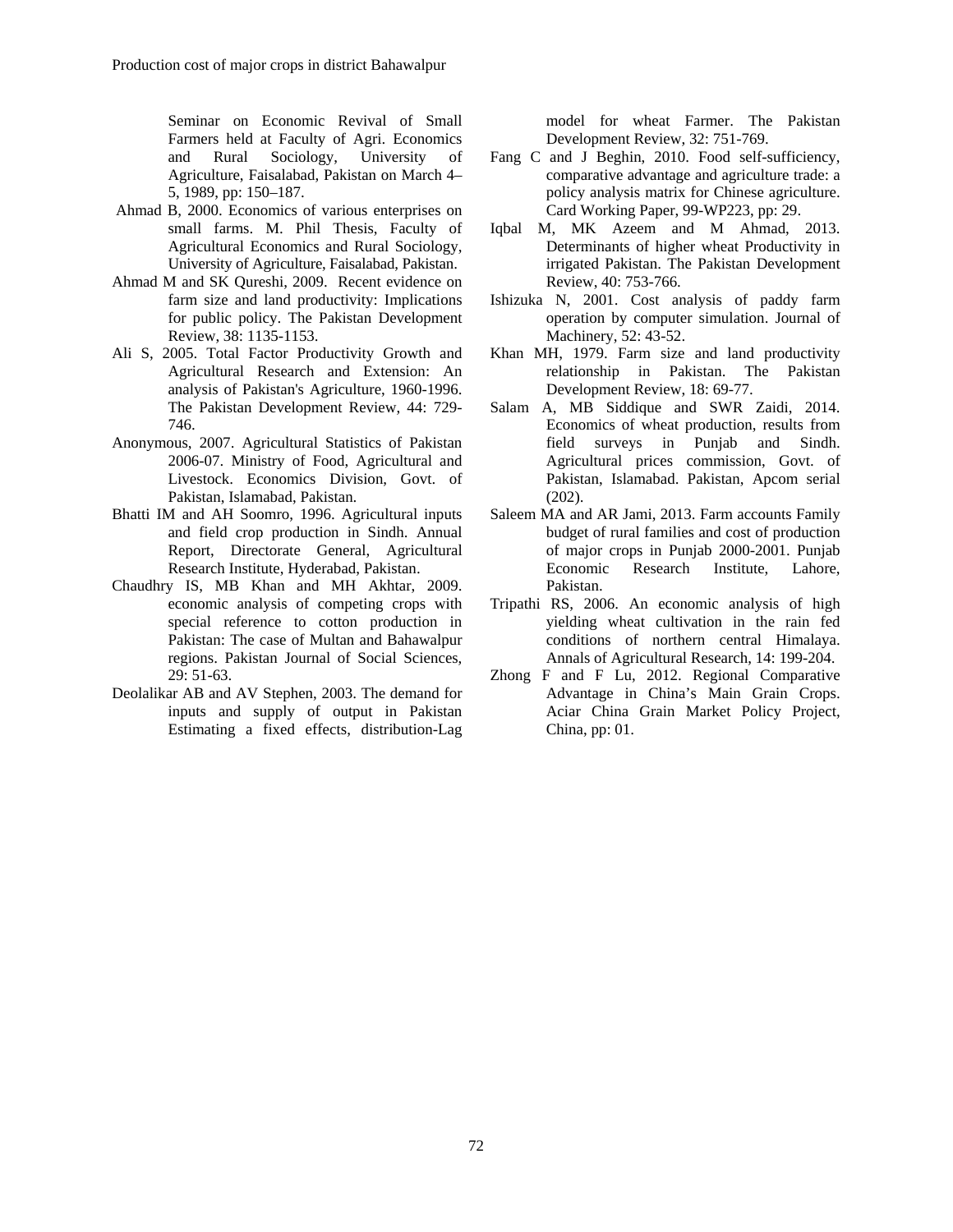Seminar on Economic Revival of Small Farmers held at Faculty of Agri. Economics and Rural Sociology, University of Agriculture, Faisalabad, Pakistan on March 4–5, 1989, pp: 150–187.

Ahmad B, 2000. Economics of various enterprises on small farms. M. Phil Thesis, Faculty of Agricultural Economics and Rural Sociology, University of Agriculture, Faisalabad, Pakistan.

Ahmad M and SK Qureshi, 2009. Recent evidence on farm size and land productivity: Implications for public policy. The Pakistan Development Review, 38: 1135-1153.

Ali S, 2005. Total Factor Productivity Growth and Agricultural Research and Extension: An analysis of Pakistan's Agriculture, 1960-1996. The Pakistan Development Review, 44: 729-746.

Anonymous, 2007. Agricultural Statistics of Pakistan 2006-07. Ministry of Food, Agricultural and Livestock. Economics Division, Govt. of Pakistan, Islamabad, Pakistan.

Bhatti IM and AH Soomro, 1996. Agricultural inputs and field crop production in Sindh. Annual Report, Directorate General, Agricultural Research Institute, Hyderabad, Pakistan.

Chaudhry IS, MB Khan and MH Akhtar, 2009. economic analysis of competing crops with special reference to cotton production in Pakistan: The case of Multan and Bahawalpur regions. Pakistan Journal of Social Sciences, 29: 51-63.

Deolalikar AB and AV Stephen, 2003. The demand for inputs and supply of output in Pakistan Estimating a fixed effects, distribution-Lag model for wheat Farmer. The Pakistan Development Review, 32: 751-769.

Fang C and J Beghin, 2010. Food self-sufficiency, comparative advantage and agriculture trade: a policy analysis matrix for Chinese agriculture. Card Working Paper, 99-WP223, pp: 29.

Iqbal M, MK Azeem and M Ahmad, 2013. Determinants of higher wheat Productivity in irrigated Pakistan. The Pakistan Development Review, 40: 753-766.

Ishizuka N, 2001. Cost analysis of paddy farm operation by computer simulation. Journal of Machinery, 52: 43-52.

Khan MH, 1979. Farm size and land productivity relationship in Pakistan. The Pakistan Development Review, 18: 69-77.

Salam A, MB Siddique and SWR Zaidi, 2014. Economics of wheat production, results from field surveys in Punjab and Sindh. Agricultural prices commission, Govt. of Pakistan, Islamabad. Pakistan, Apcom serial (202).

Saleem MA and AR Jami, 2013. Farm accounts Family budget of rural families and cost of production of major crops in Punjab 2000-2001. Punjab Economic Research Institute, Lahore, Pakistan.

Tripathi RS, 2006. An economic analysis of high yielding wheat cultivation in the rain fed conditions of northern central Himalaya. Annals of Agricultural Research, 14: 199-204.

Zhong F and F Lu, 2012. Regional Comparative Advantage in China's Main Grain Crops. Aciar China Grain Market Policy Project, China, pp: 01.